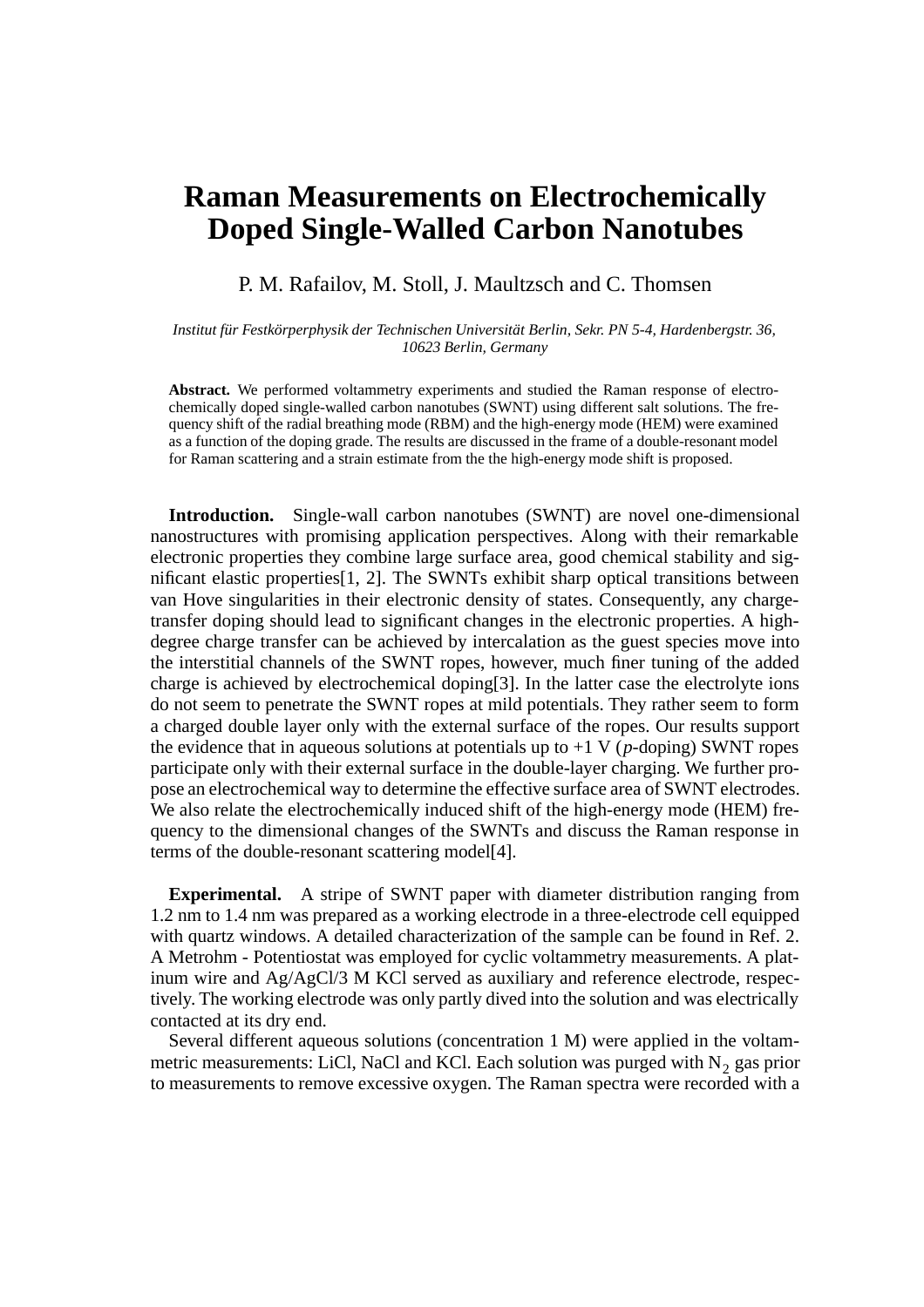# Raman Measurements on Electrochemically Doped Single-Walled Carbon Nanotubes

P. M. Rafailov, M. Stoll, J. Maultzsch and C. Thomsen

*Institut für Festkörperphysik der Technischen Universität Berlin, Sekr. PN 5-4, Hardenbergstr. 36, 10623 Berlin, Germany*

**Abstract.** We performed voltammetry experiments and studied the Raman response of electrochemically doped single-walled carbon nanotubes (SWNT) using different salt solutions. The frequency shift of the radial breathing mode (RBM) and the high-energy mode (HEM) were examined as a function of the doping grade. The results are discussed in the frame of a double-resonant model for Raman scattering and a strain estimate from the the high-energy mode shift is proposed.

**Introduction.** Single-wall carbon nanotubes (SWNT) are novel one-dimensional nanostructures with promising application perspectives. Along with their remarkable electronic properties they combine large surface area, good chemical stability and significant elastic properties[1, 2]. The SWNTs exhibit sharp optical transitions between van Hove singularities in their electronic density of states. Consequently, any charge-transfer doping should lead to significant changes in the electronic properties. A high-degree charge transfer can be achieved by intercalation as the guest species move into the interstitial channels of the SWNT ropes, however, much finer tuning of the added charge is achieved by electrochemical doping[3]. In the latter case the electrolyte ions do not seem to penetrate the SWNT ropes at mild potentials. They rather seem to form a charged double layer only with the external surface of the ropes. Our results support the evidence that in aqueous solutions at potentials up to +1 V (*p*-doping) SWNT ropes participate only with their external surface in the double-layer charging. We further propose an electrochemical way to determine the effective surface area of SWNT electrodes. We also relate the electrochemically induced shift of the high-energy mode (HEM) frequency to the dimensional changes of the SWNTs and discuss the Raman response in terms of the double-resonant scattering model[4].

**Experimental.** A stripe of SWNT paper with diameter distribution ranging from 1.2 nm to 1.4 nm was prepared as a working electrode in a three-electrode cell equipped with quartz windows. A detailed characterization of the sample can be found in Ref. 2. A Metrohm - Potentiostat was employed for cyclic voltammetry measurements. A platinum wire and Ag/AgCl/3 M KCl served as auxiliary and reference electrode, respectively. The working electrode was only partly dived into the solution and was electrically contacted at its dry end.

Several different aqueous solutions (concentration 1 M) were applied in the voltammetric measurements: LiCl, NaCl and KCl. Each solution was purged with $N_2$ gas prior to measurements to remove excessive oxygen. The Raman spectra were recorded with a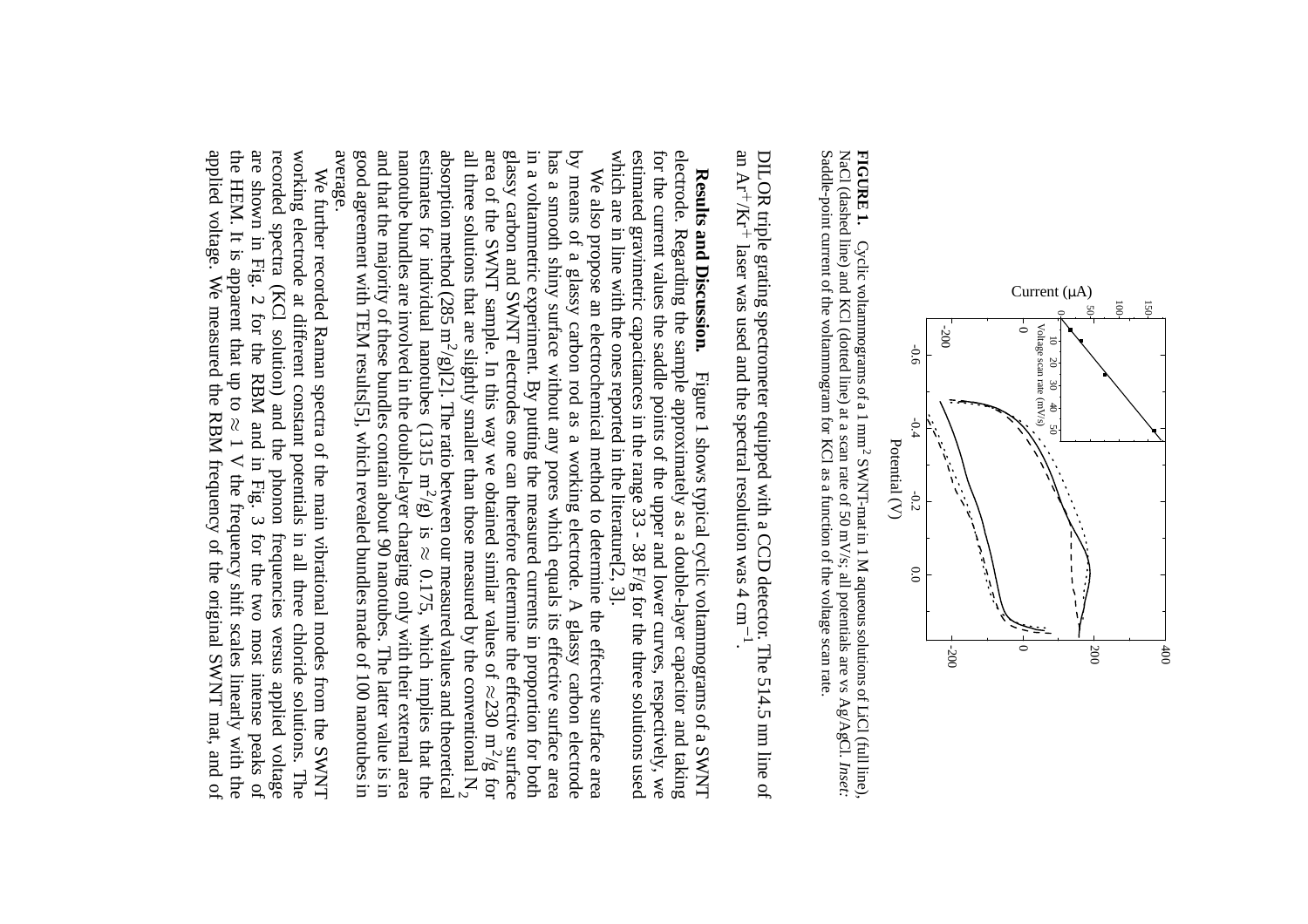Current (μA)

150

100

50

0

0

10 20 30 40 50

Voltage scan rate (mV/s)

400

200

0

-200

-0.6 -0.4 -0.2 0.0

Potential (V)

**FIGURE 1.** Cyclic voltammograms of a 1 mm$^2$ SWNT-mat in 1 M aqueous solutions of LiCl (full line), NaCl (dashed line) and KCl (dotted line) at a scan rate of 50 mV/s; all potentials are vs Ag/AgCl. *Inset*: Saddle-point current of the voltammogram for KCl as a function of the voltage scan rate.

DILOR triple grating spectrometer equipped with a CCD detector. The 514.5 nm line of an $Ar^+/Kr^+$ laser was used and the spectral resolution was 4 cm$^{-1}$.

**Results and Discussion.** Figure 1 shows typical cyclic voltammograms of a SWNT electrode. Regarding the sample approximately as a double-layer capacitor and taking for the current values the saddle points of the upper and lower curves, respectively, we estimated gravimetric capacitances in the range 33 - 38 F/g for the three solutions used which are in line with the ones reported in the literature[2, 3].

We also propose an electrochemical method to determine the effective surface area by means of a glassy carbon rod as a working electrode. A glassy carbon electrode has a smooth shiny surface without any pores which equals its effective surface area in a voltammetric experiment. By putting the measured currents in proportion for both glassy carbon and SWNT electrodes one can therefore determine the effective surface area of the SWNT sample. In this way we obtained similar values of $\approx$230 m$^2$/g for all three solutions that are slightly smaller than those measured by the conventional $N_2$ absorption method (285 m$^2$/g)[2]. The ratio between our measured values and theoretical estimates for individual nanotubes (1315 m$^2$/g) is $\approx$ 0.175, which implies that the nanotube bundles are involved in the double-layer charging only with their external area and that the majority of these bundles contain about 90 nanotubes. The latter value is in good agreement with TEM results[5], which revealed bundles made of 100 nanotubes in average.

We further recorded Raman spectra of the main vibrational modes from the SWNT working electrode at different constant potentials in all three chloride solutions. The recorded spectra (KCl solution) and the phonon frequencies versus applied voltage are shown in Fig. 2 for the RBM and in Fig. 3 for the two most intense peaks of the HEM. It is apparent that up to $\approx$ 1 V the frequency shift scales linearly with the applied voltage. We measured the RBM frequency of the original SWNT mat, and of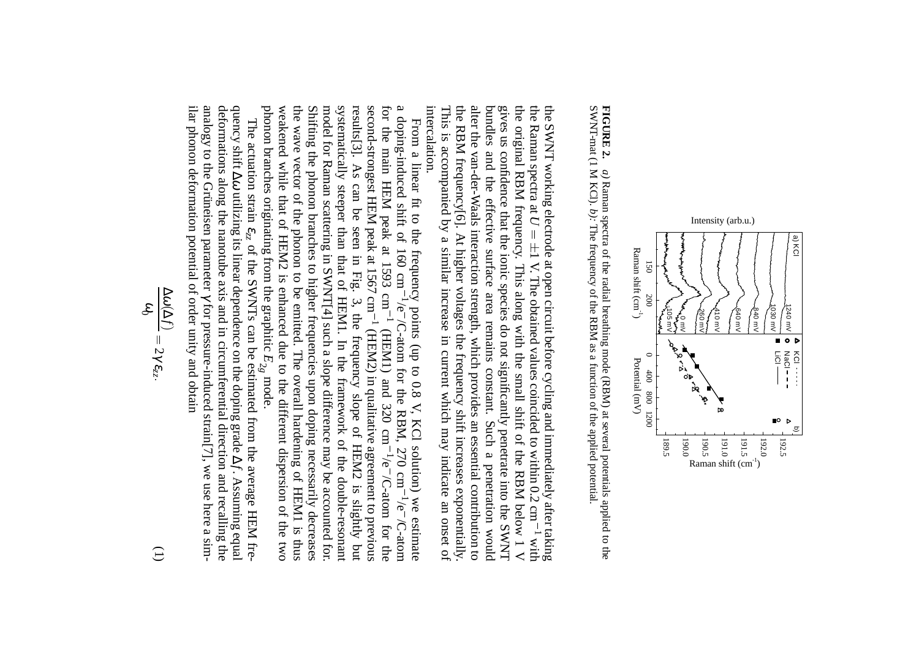Intensity (arb.u.)

a) KCl

1240 mV
1030 mV
840 mV
640 mV
410 mV
260 mV
0 mV
-105 mV

150
200
Raman shift (cm$^{-1}$)

b)

KCl
NaCl
LiCl

192.5
192.0
191.5
191.0
190.5
190.0
189.5

Raman shift (cm$^{-1}$)

0
400
800
1200
Potential (mV)

**FIGURE 2.** *a)* Raman spectra of the radial breathing mode (RBM) at several potentials applied to the SWNT-mat (1 M KCl). *b)*: The frequency of the RBM as a function of the applied potential.

the SWNT working electrode at open circuit before cycling and immediately after taking the Raman spectra at $U = \pm 1$ V. The obtained values coincided to within 0.2 cm$^{-1}$ with the original RBM frequency. This along with the small shift of the RBM below 1 V gives us confidence that the ionic species do not significantly penetrate into the SWNT bundles and the effective surface area remains constant. Such a penetration would alter the van-der-Waals interaction strength, which provides an essential contribution to the RBM frequency[6]. At higher voltages the frequency shift increases exponentially. This is accompanied by a similar increase in current which may indicate an onset of intercalation.

From a linear fit to the frequency points (up to 0.8 V, KCl solution) we estimate a doping-induced shift of 160 cm$^{-1}$/$e^-$/C-atom for the RBM, 270 cm$^{-1}$/$e^-$/C-atom for the main HEM peak at 1593 cm$^{-1}$ (HEM1) and 320 cm$^{-1}$/$e^-$/C-atom for the second-strongest HEM peak at 1567 cm$^{-1}$ (HEM2) in qualitative agreement to previous results[3]. As can be seen in Fig. 3, the frequency slope of HEM2 is slightly but systematically steeper than that of HEM1. In the framework of the double-resonant model for Raman scattering in SWNT[4] such a slope difference may be accounted for. Shifting the phonon branches to higher frequencies upon doping necessarily decreases the wave vector of the phonon to be emitted. The overall hardening of HEM1 is thus weakened while that of HEM2 is enhanced due to the different dispersion of the two phonon branches originating from the graphitic $E_{2g}$ mode.

The actuation strain $\varepsilon_{zz}$ of the SWNTs can be estimated from the average HEM frequency shift $\Delta\omega$ utilizing its linear dependence on the doping grade $\Delta f$. Assuming equal deformations along the nanotube axis and in circumferential direction and recalling the analogy to the Grüneisen parameter $\gamma$ for pressure-induced strain[7], we use here a similar phonon deformation potential of order unity and obtain

$$\frac{\Delta\omega(\Delta f)}{\omega_0} = 2\gamma\varepsilon_{zz}. \tag{1}$$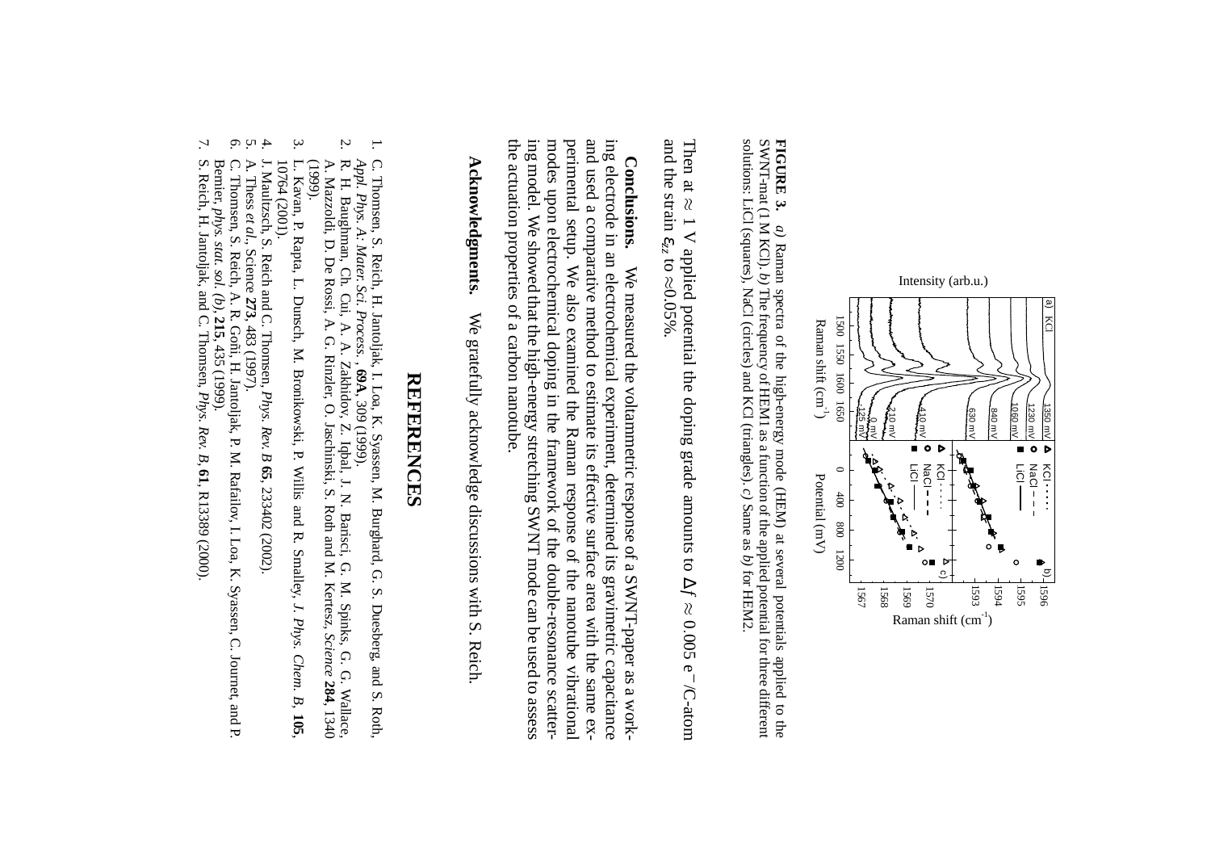a) KCl

Intensity (arb.u.)

1350 mV
1230 mV
1060 mV
840 mV
630 mV
410 mV
210 mV
0 mV
-125 mV

1500 1550 1600 1650
Raman shift (cm$^{-1}$)

b)
KCl
NaCl
LiCl

c)
KCl
NaCl
LiCl

0 400 800 1200
Potential (mV)

1596
1595
1594
1593
1570
1569
1568
1567
Raman shift (cm$^{-1}$)

**FIGURE 3.** *a)* Raman spectra of the high-energy mode (HEM) at several potentials applied to the SWNT-mat (1 M KCl). *b)* The frequency of HEM1 as a function of the applied potential for three different solutions: LiCl (squares), NaCl (circles) and KCl (triangles). *c)* Same as *b)* for HEM2.

Then at $\approx$ 1 V applied potential the doping grade amounts to $\Delta f \approx 0.005\ e^-$/C-atom and the strain $\varepsilon_{zz}$ to $\approx$0.05%.

**Conclusions.** We measured the voltammetric response of a SWNT-paper as a working electrode in an electrochemical experiment, determined its gravimetric capacitance and used a comparative method to estimate its effective surface area with the same experimental setup. We also examined the Raman response of the nanotube vibrational modes upon electrochemical doping in the framework of the double-resonance scattering model. We showed that the high-energy stretching SWNT mode can be used to assess the actuation properties of a carbon nanotube.

**Acknowledgments.** We gratefully acknowledge discussions with S. Reich.

## REFERENCES

1. C. Thomsen, S. Reich, H. Jantoljak, I. Loa, K. Syassen, M. Burghard, G. S. Duesberg, and S. Roth, *Appl. Phys. A: Mater. Sci. Process.*, **69A**, 309 (1999).
2. R. H. Baughman, Ch. Cui, A. A. Zakhidov, Z. Iqbal, J. N. Barisci, G. M. Spinks, G. G. Wallace, A. Mazzoldi, D. De Rossi, A. G. Rinzler, O. Jaschinski, S. Roth and M. Kertesz, *Science* **284**, 1340 (1999).
3. L. Kavan, P. Rapta, L. Dunsch, M. Bronikowski, P. Willis and R. Smalley, *J. Phys. Chem. B*, **105**, 10764 (2001).
4. J. Maultzsch, S. Reich and C. Thomsen, *Phys. Rev. B* **65**, 233402 (2002).
5. A. Thess *et al.*, Science **273**, 483 (1997).
6. C. Thomsen, S. Reich, A. R. Goñi, H. Jantoljak, P. M. Rafailov, I. Loa, K. Syassen, C. Journet, and P. Bernier, *phys. stat. sol. (b)*, **215**, 435 (1999).
7. S. Reich, H. Jantoljak, and C. Thomsen, *Phys. Rev. B*, **61**, R13389 (2000).